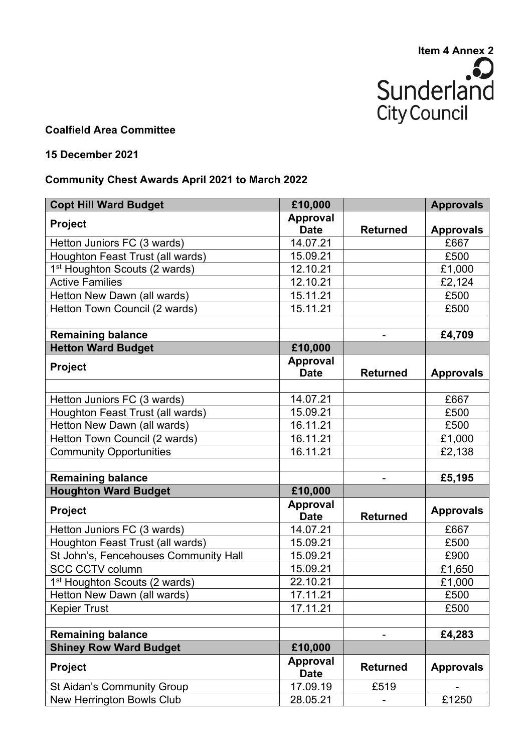**Item 4 Annex 2**

Sunderland City Council

**Coalfield Area Committee**

**15 December 2021**

**Community Chest Awards April 2021 to March 2022**

| **Copt Hill Ward Budget** | **£10,000** | | **Approvals** |
|---|---|---|---|
| **Project** | **Approval Date** | **Returned** | **Approvals** |
| Hetton Juniors FC (3 wards) | 14.07.21 | | £667 |
| Houghton Feast Trust (all wards) | 15.09.21 | | £500 |
| 1st Houghton Scouts (2 wards) | 12.10.21 | | £1,000 |
| Active Families | 12.10.21 | | £2,124 |
| Hetton New Dawn (all wards) | 15.11.21 | | £500 |
| Hetton Town Council (2 wards) | 15.11.21 | | £500 |
| | | | |
| **Remaining balance** | | - | **£4,709** |
| **Hetton Ward Budget** | **£10,000** | | |
| **Project** | **Approval Date** | **Returned** | **Approvals** |
| | | | |
| Hetton Juniors FC (3 wards) | 14.07.21 | | £667 |
| Houghton Feast Trust (all wards) | 15.09.21 | | £500 |
| Hetton New Dawn (all wards) | 16.11.21 | | £500 |
| Hetton Town Council (2 wards) | 16.11.21 | | £1,000 |
| Community Opportunities | 16.11.21 | | £2,138 |
| | | | |
| **Remaining balance** | | - | **£5,195** |
| **Houghton Ward Budget** | **£10,000** | | |
| **Project** | **Approval Date** | **Returned** | **Approvals** |
| Hetton Juniors FC (3 wards) | 14.07.21 | | £667 |
| Houghton Feast Trust (all wards) | 15.09.21 | | £500 |
| St John's, Fencehouses Community Hall | 15.09.21 | | £900 |
| SCC CCTV column | 15.09.21 | | £1,650 |
| 1st Houghton Scouts (2 wards) | 22.10.21 | | £1,000 |
| Hetton New Dawn (all wards) | 17.11.21 | | £500 |
| Kepier Trust | 17.11.21 | | £500 |
| | | | |
| **Remaining balance** | | - | **£4,283** |
| **Shiney Row Ward Budget** | **£10,000** | | |
| **Project** | **Approval Date** | **Returned** | **Approvals** |
| St Aidan's Community Group | 17.09.19 | £519 | - |
| New Herrington Bowls Club | 28.05.21 | - | £1250 |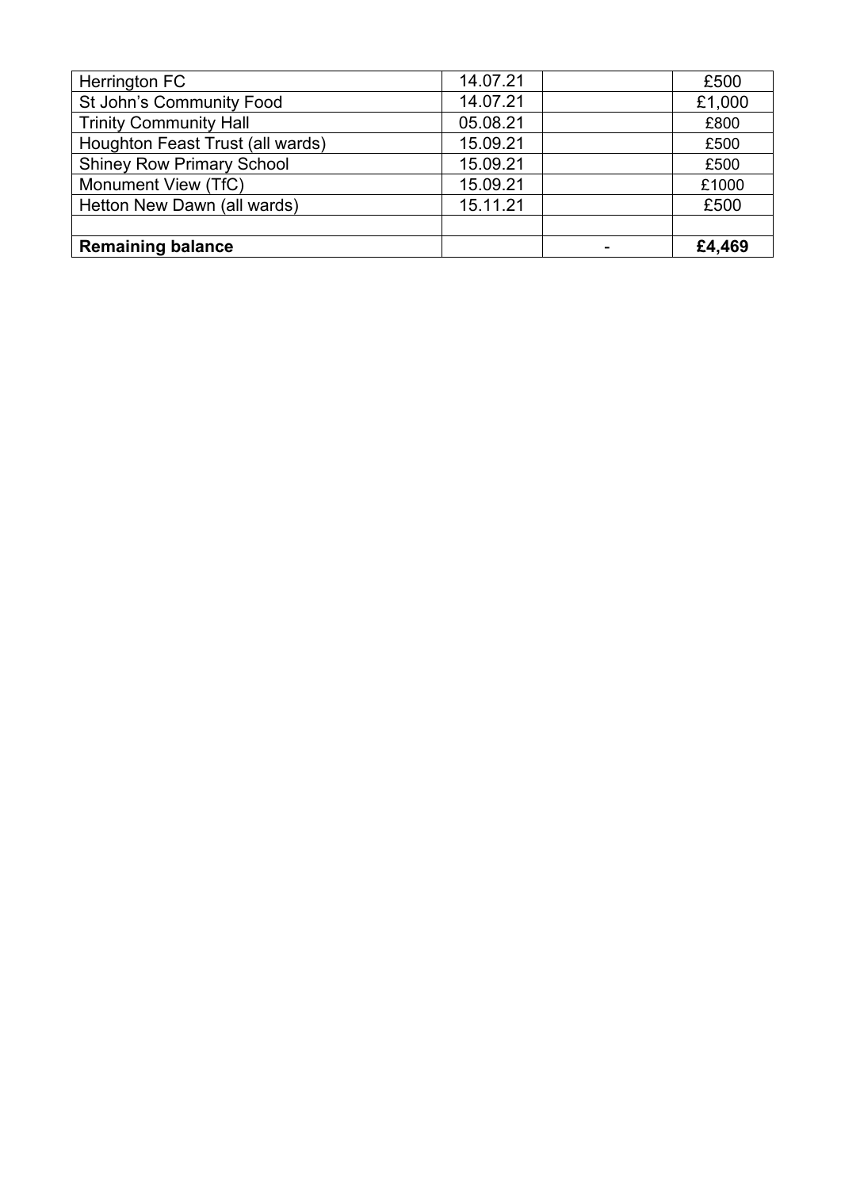| | | | |
|---|---|---|---|
| Herrington FC | 14.07.21 | | £500 |
| St John's Community Food | 14.07.21 | | £1,000 |
| Trinity Community Hall | 05.08.21 | | £800 |
| Houghton Feast Trust (all wards) | 15.09.21 | | £500 |
| Shiney Row Primary School | 15.09.21 | | £500 |
| Monument View (TfC) | 15.09.21 | | £1000 |
| Hetton New Dawn (all wards) | 15.11.21 | | £500 |
| | | | |
| **Remaining balance** | | - | **£4,469** |